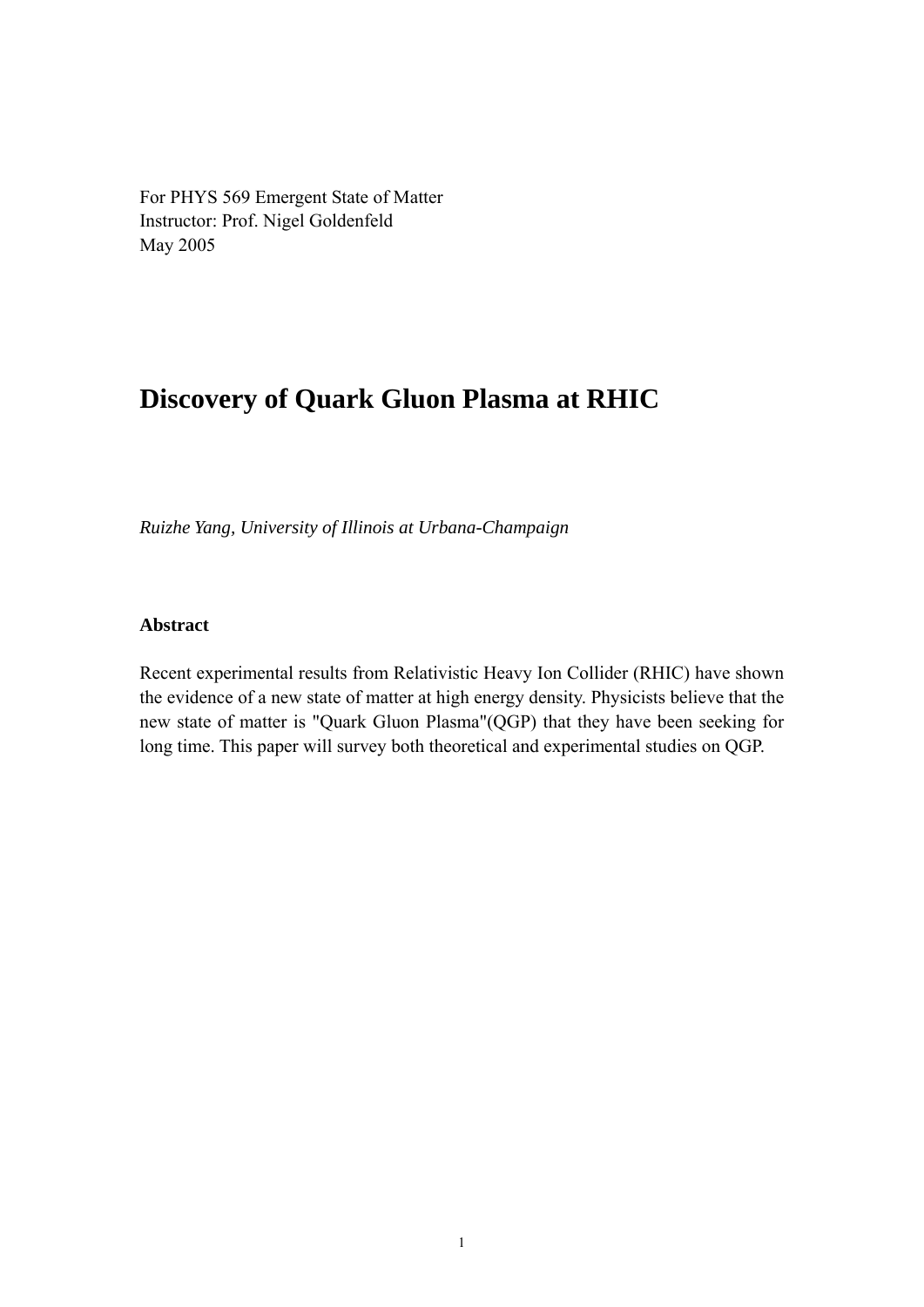For PHYS 569 Emergent State of Matter
Instructor: Prof. Nigel Goldenfeld
May 2005

# Discovery of Quark Gluon Plasma at RHIC

*Ruizhe Yang, University of Illinois at Urbana-Champaign*

**Abstract**

Recent experimental results from Relativistic Heavy Ion Collider (RHIC) have shown the evidence of a new state of matter at high energy density. Physicists believe that the new state of matter is "Quark Gluon Plasma"(QGP) that they have been seeking for long time. This paper will survey both theoretical and experimental studies on QGP.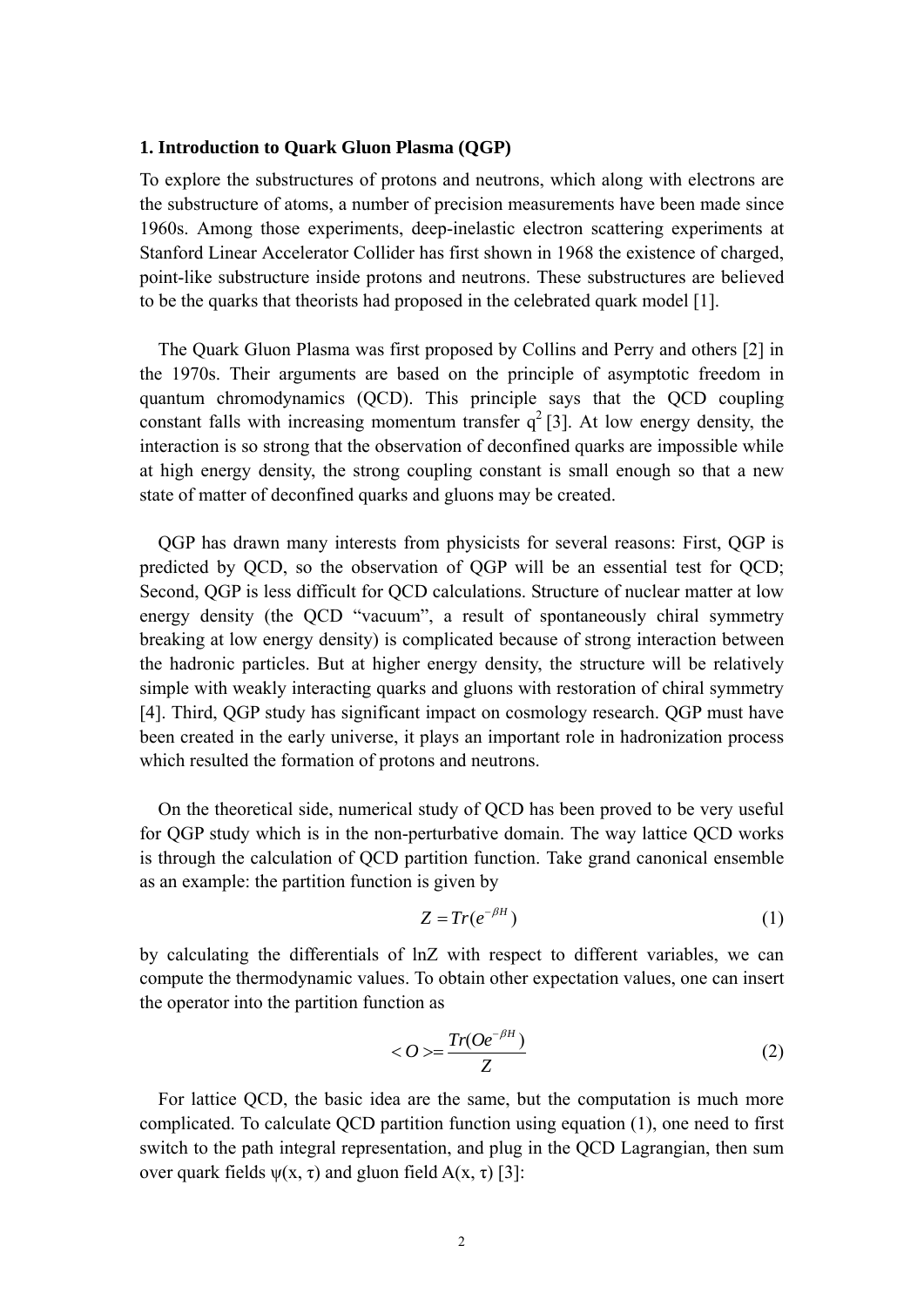### 1. Introduction to Quark Gluon Plasma (QGP)

To explore the substructures of protons and neutrons, which along with electrons are the substructure of atoms, a number of precision measurements have been made since 1960s. Among those experiments, deep-inelastic electron scattering experiments at Stanford Linear Accelerator Collider has first shown in 1968 the existence of charged, point-like substructure inside protons and neutrons. These substructures are believed to be the quarks that theorists had proposed in the celebrated quark model [1].

The Quark Gluon Plasma was first proposed by Collins and Perry and others [2] in the 1970s. Their arguments are based on the principle of asymptotic freedom in quantum chromodynamics (QCD). This principle says that the QCD coupling constant falls with increasing momentum transfer $q^2$ [3]. At low energy density, the interaction is so strong that the observation of deconfined quarks are impossible while at high energy density, the strong coupling constant is small enough so that a new state of matter of deconfined quarks and gluons may be created.

QGP has drawn many interests from physicists for several reasons: First, QGP is predicted by QCD, so the observation of QGP will be an essential test for QCD; Second, QGP is less difficult for QCD calculations. Structure of nuclear matter at low energy density (the QCD "vacuum", a result of spontaneously chiral symmetry breaking at low energy density) is complicated because of strong interaction between the hadronic particles. But at higher energy density, the structure will be relatively simple with weakly interacting quarks and gluons with restoration of chiral symmetry [4]. Third, QGP study has significant impact on cosmology research. QGP must have been created in the early universe, it plays an important role in hadronization process which resulted the formation of protons and neutrons.

On the theoretical side, numerical study of QCD has been proved to be very useful for QGP study which is in the non-perturbative domain. The way lattice QCD works is through the calculation of QCD partition function. Take grand canonical ensemble as an example: the partition function is given by

$$Z = Tr(e^{-\beta H}) \tag{1}$$

by calculating the differentials of lnZ with respect to different variables, we can compute the thermodynamic values. To obtain other expectation values, one can insert the operator into the partition function as

$$< O > = \frac{Tr(Oe^{-\beta H})}{Z} \tag{2}$$

For lattice QCD, the basic idea are the same, but the computation is much more complicated. To calculate QCD partition function using equation (1), one need to first switch to the path integral representation, and plug in the QCD Lagrangian, then sum over quark fields $\psi(x, \tau)$ and gluon field $A(x, \tau)$ [3]: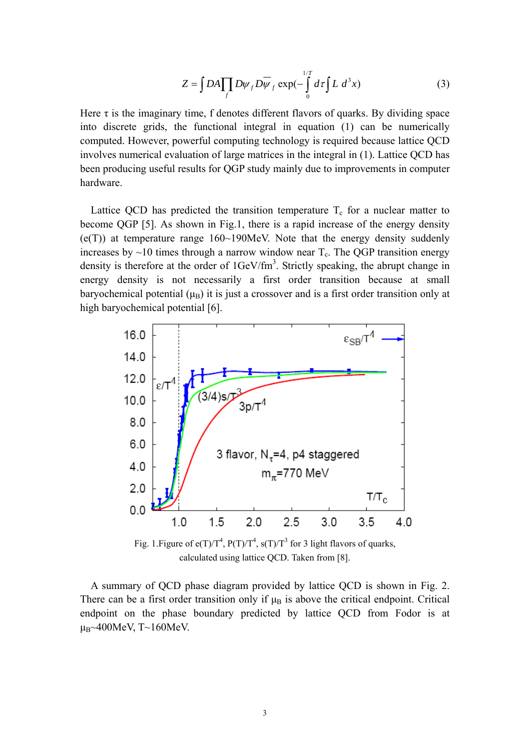$$Z = \int DA \prod_f D\psi_f D\overline{\psi}_f \exp(-\int_0^{1/T} d\tau \int L\, d^3x) \tag{3}$$

Here τ is the imaginary time, f denotes different flavors of quarks. By dividing space into discrete grids, the functional integral in equation (1) can be numerically computed. However, powerful computing technology is required because lattice QCD involves numerical evaluation of large matrices in the integral in (1). Lattice QCD has been producing useful results for QGP study mainly due to improvements in computer hardware.

Lattice QCD has predicted the transition temperature $T_c$ for a nuclear matter to become QGP [5]. As shown in Fig.1, there is a rapid increase of the energy density (e(T)) at temperature range 160~190MeV. Note that the energy density suddenly increases by ~10 times through a narrow window near $T_c$. The QGP transition energy density is therefore at the order of $1GeV/fm^3$. Strictly speaking, the abrupt change in energy density is not necessarily a first order transition because at small baryochemical potential ($\mu_B$) it is just a crossover and is a first order transition only at high baryochemical potential [6].

Fig. 1.Figure of $e(T)/T^4$, $P(T)/T^4$, $s(T)/T^3$ for 3 light flavors of quarks, calculated using lattice QCD. Taken from [8].

A summary of QCD phase diagram provided by lattice QCD is shown in Fig. 2. There can be a first order transition only if $\mu_B$ is above the critical endpoint. Critical endpoint on the phase boundary predicted by lattice QCD from Fodor is at $\mu_B$~400MeV, T~160MeV.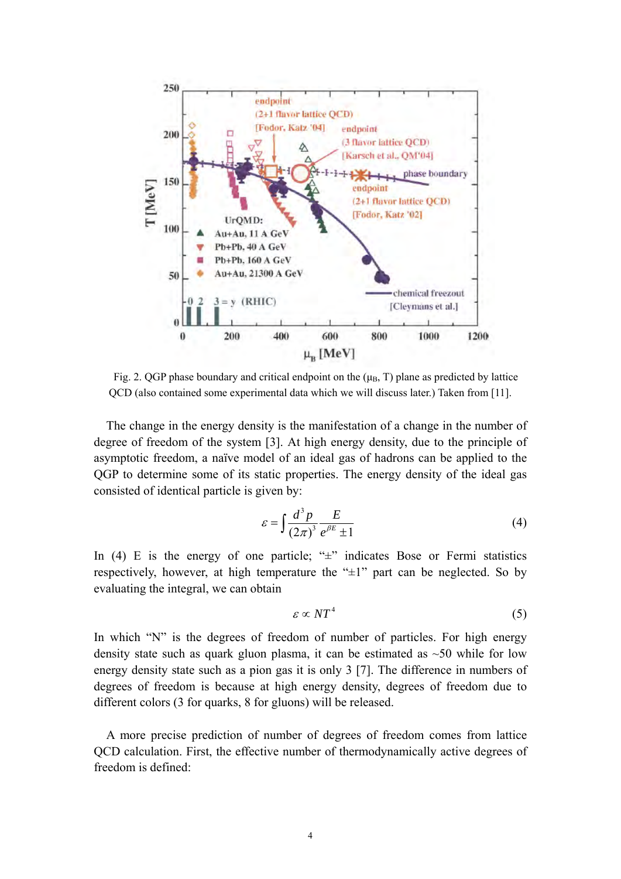Fig. 2. QGP phase boundary and critical endpoint on the ($\mu_B$, T) plane as predicted by lattice QCD (also contained some experimental data which we will discuss later.) Taken from [11].

The change in the energy density is the manifestation of a change in the number of degree of freedom of the system [3]. At high energy density, due to the principle of asymptotic freedom, a naïve model of an ideal gas of hadrons can be applied to the QGP to determine some of its static properties. The energy density of the ideal gas consisted of identical particle is given by:

$$\varepsilon = \int \frac{d^3 p}{(2\pi)^3} \frac{E}{e^{\beta E} \pm 1} \tag{4}$$

In (4) E is the energy of one particle; "±" indicates Bose or Fermi statistics respectively, however, at high temperature the "±1" part can be neglected. So by evaluating the integral, we can obtain

$$\varepsilon \propto NT^4 \tag{5}$$

In which "N" is the degrees of freedom of number of particles. For high energy density state such as quark gluon plasma, it can be estimated as ~50 while for low energy density state such as a pion gas it is only 3 [7]. The difference in numbers of degrees of freedom is because at high energy density, degrees of freedom due to different colors (3 for quarks, 8 for gluons) will be released.

A more precise prediction of number of degrees of freedom comes from lattice QCD calculation. First, the effective number of thermodynamically active degrees of freedom is defined: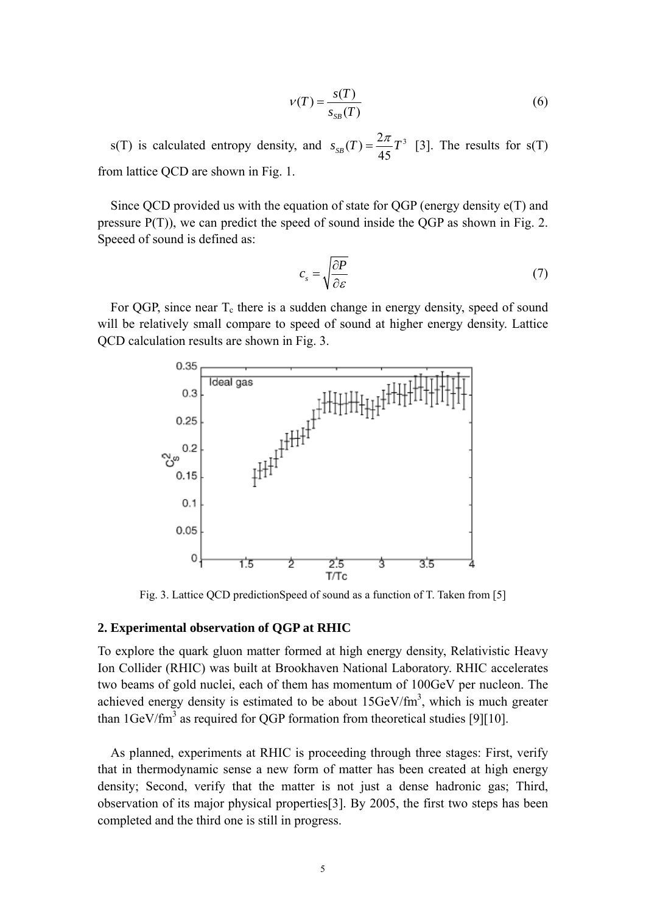$$\nu(T) = \frac{s(T)}{s_{SB}(T)} \tag{6}$$

s(T) is calculated entropy density, and $s_{SB}(T) = \frac{2\pi}{45}T^3$ [3]. The results for s(T) from lattice QCD are shown in Fig. 1.

Since QCD provided us with the equation of state for QGP (energy density e(T) and pressure P(T)), we can predict the speed of sound inside the QGP as shown in Fig. 2. Speeed of sound is defined as:

$$c_s = \sqrt{\frac{\partial P}{\partial \varepsilon}} \tag{7}$$

For QGP, since near $T_c$ there is a sudden change in energy density, speed of sound will be relatively small compare to speed of sound at higher energy density. Lattice QCD calculation results are shown in Fig. 3.

Fig. 3. Lattice QCD predictionSpeed of sound as a function of T. Taken from [5]

## 2. Experimental observation of QGP at RHIC

To explore the quark gluon matter formed at high energy density, Relativistic Heavy Ion Collider (RHIC) was built at Brookhaven National Laboratory. RHIC accelerates two beams of gold nuclei, each of them has momentum of 100GeV per nucleon. The achieved energy density is estimated to be about 15GeV/fm$^3$, which is much greater than 1GeV/fm$^3$ as required for QGP formation from theoretical studies [9][10].

As planned, experiments at RHIC is proceeding through three stages: First, verify that in thermodynamic sense a new form of matter has been created at high energy density; Second, verify that the matter is not just a dense hadronic gas; Third, observation of its major physical properties[3]. By 2005, the first two steps has been completed and the third one is still in progress.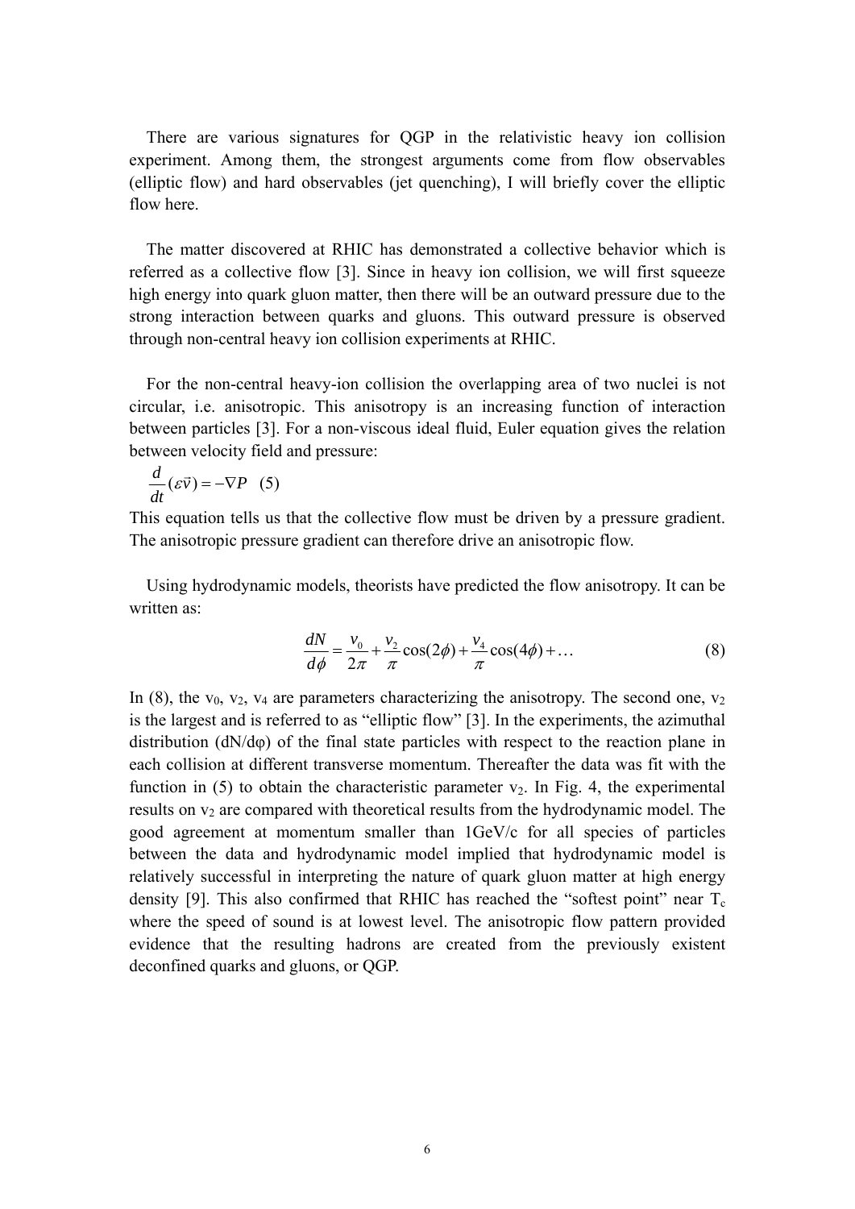There are various signatures for QGP in the relativistic heavy ion collision experiment. Among them, the strongest arguments come from flow observables (elliptic flow) and hard observables (jet quenching), I will briefly cover the elliptic flow here.

The matter discovered at RHIC has demonstrated a collective behavior which is referred as a collective flow [3]. Since in heavy ion collision, we will first squeeze high energy into quark gluon matter, then there will be an outward pressure due to the strong interaction between quarks and gluons. This outward pressure is observed through non-central heavy ion collision experiments at RHIC.

For the non-central heavy-ion collision the overlapping area of two nuclei is not circular, i.e. anisotropic. This anisotropy is an increasing function of interaction between particles [3]. For a non-viscous ideal fluid, Euler equation gives the relation between velocity field and pressure:

$$\frac{d}{dt}(\varepsilon\vec{v}) = -\nabla P \quad (5)$$

This equation tells us that the collective flow must be driven by a pressure gradient. The anisotropic pressure gradient can therefore drive an anisotropic flow.

Using hydrodynamic models, theorists have predicted the flow anisotropy. It can be written as:

$$\frac{dN}{d\phi} = \frac{v_0}{2\pi} + \frac{v_2}{\pi}\cos(2\phi) + \frac{v_4}{\pi}\cos(4\phi) + \ldots \quad (8)$$

In (8), the $v_0$, $v_2$, $v_4$ are parameters characterizing the anisotropy. The second one, $v_2$ is the largest and is referred to as "elliptic flow" [3]. In the experiments, the azimuthal distribution ($dN/d\varphi$) of the final state particles with respect to the reaction plane in each collision at different transverse momentum. Thereafter the data was fit with the function in (5) to obtain the characteristic parameter $v_2$. In Fig. 4, the experimental results on $v_2$ are compared with theoretical results from the hydrodynamic model. The good agreement at momentum smaller than 1GeV/c for all species of particles between the data and hydrodynamic model implied that hydrodynamic model is relatively successful in interpreting the nature of quark gluon matter at high energy density [9]. This also confirmed that RHIC has reached the "softest point" near $T_c$ where the speed of sound is at lowest level. The anisotropic flow pattern provided evidence that the resulting hadrons are created from the previously existent deconfined quarks and gluons, or QGP.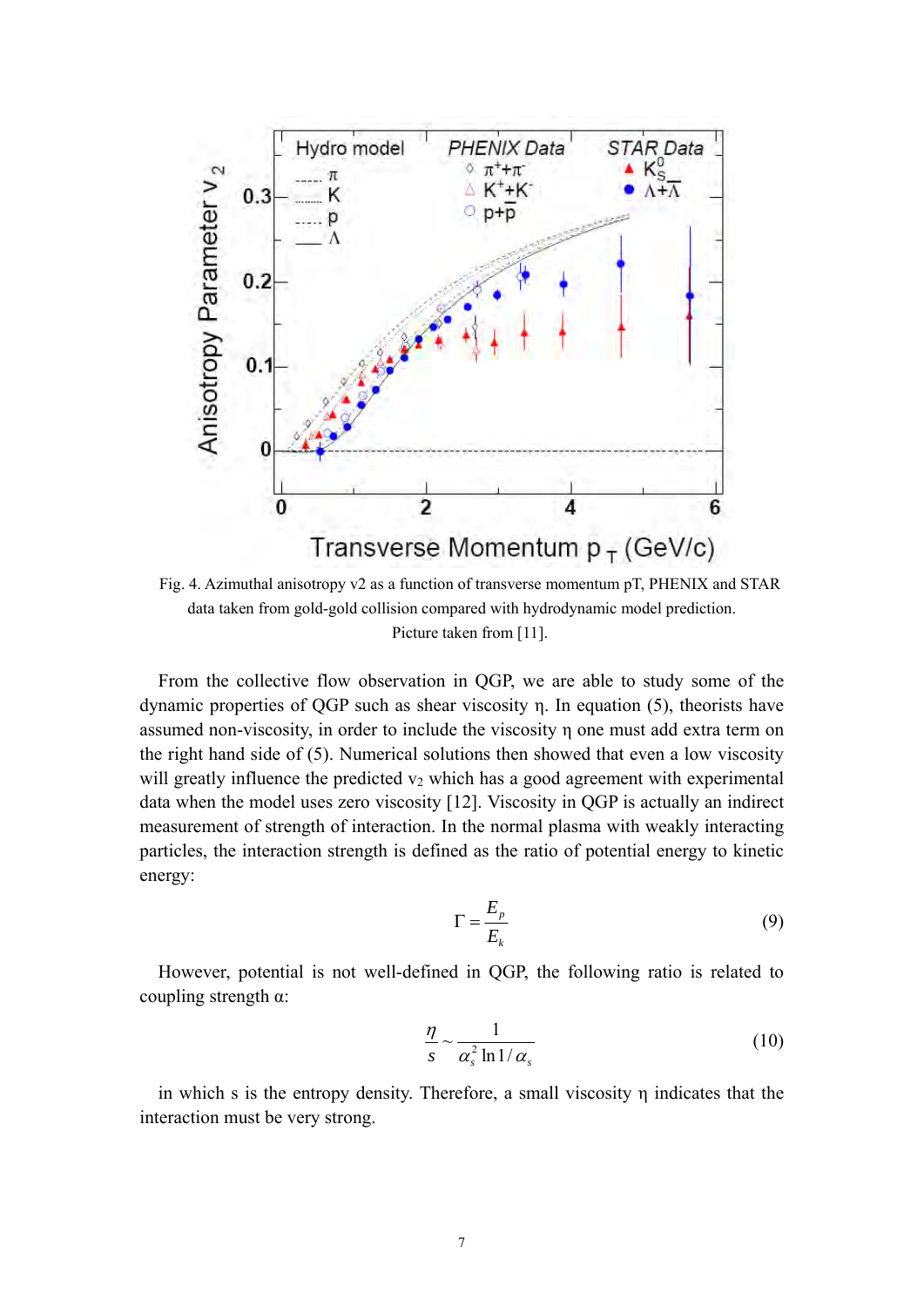Fig. 4. Azimuthal anisotropy v2 as a function of transverse momentum pT, PHENIX and STAR data taken from gold-gold collision compared with hydrodynamic model prediction. Picture taken from [11].

From the collective flow observation in QGP, we are able to study some of the dynamic properties of QGP such as shear viscosity η. In equation (5), theorists have assumed non-viscosity, in order to include the viscosity η one must add extra term on the right hand side of (5). Numerical solutions then showed that even a low viscosity will greatly influence the predicted $v_2$ which has a good agreement with experimental data when the model uses zero viscosity [12]. Viscosity in QGP is actually an indirect measurement of strength of interaction. In the normal plasma with weakly interacting particles, the interaction strength is defined as the ratio of potential energy to kinetic energy:

$$\Gamma = \frac{E_p}{E_k} \tag{9}$$

However, potential is not well-defined in QGP, the following ratio is related to coupling strength α:

$$\frac{\eta}{s} \sim \frac{1}{\alpha_s^2 \ln 1/\alpha_s} \tag{10}$$

in which s is the entropy density. Therefore, a small viscosity η indicates that the interaction must be very strong.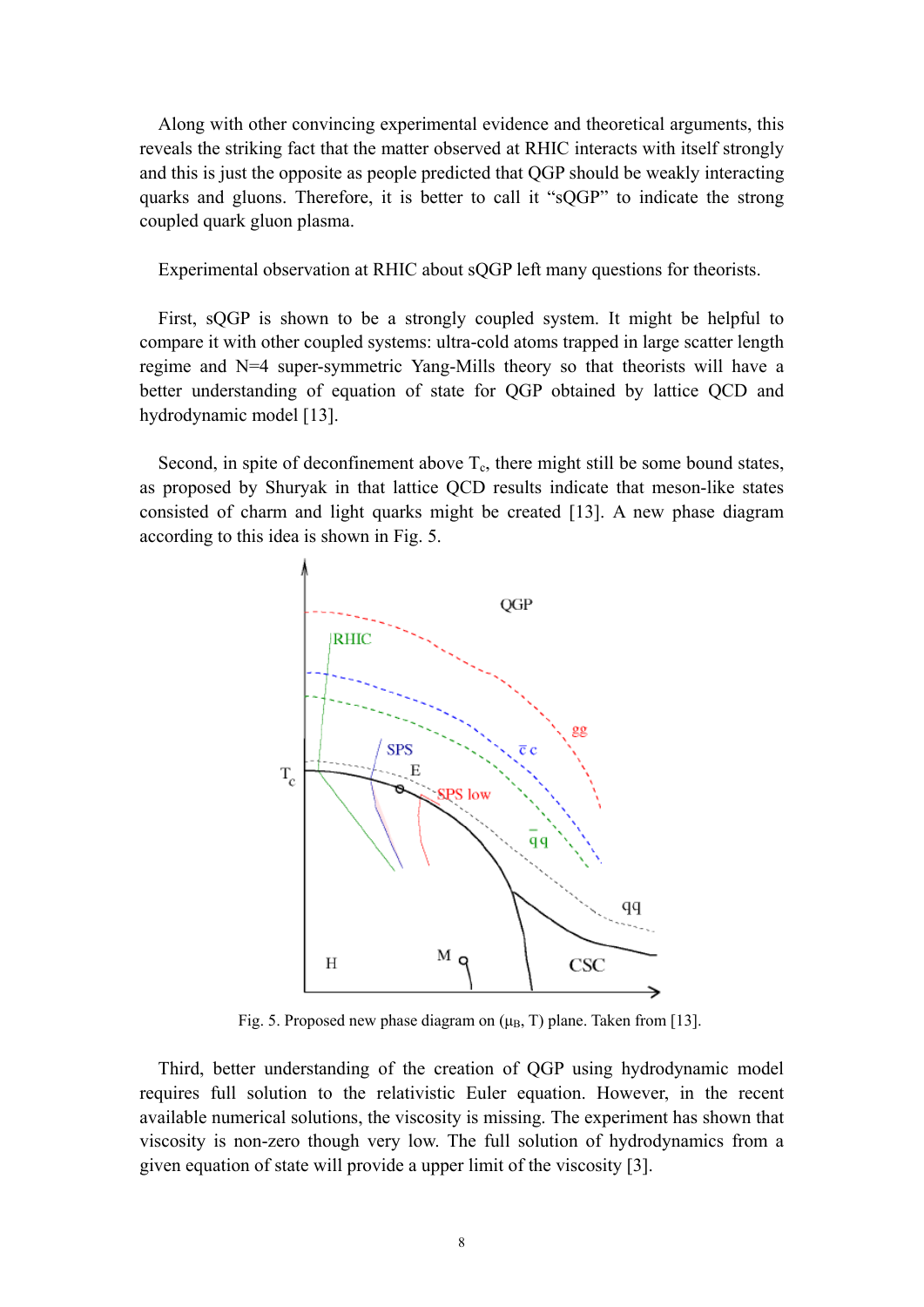Along with other convincing experimental evidence and theoretical arguments, this reveals the striking fact that the matter observed at RHIC interacts with itself strongly and this is just the opposite as people predicted that QGP should be weakly interacting quarks and gluons. Therefore, it is better to call it "sQGP" to indicate the strong coupled quark gluon plasma.

Experimental observation at RHIC about sQGP left many questions for theorists.

First, sQGP is shown to be a strongly coupled system. It might be helpful to compare it with other coupled systems: ultra-cold atoms trapped in large scatter length regime and N=4 super-symmetric Yang-Mills theory so that theorists will have a better understanding of equation of state for QGP obtained by lattice QCD and hydrodynamic model [13].

Second, in spite of deconfinement above $T_c$, there might still be some bound states, as proposed by Shuryak in that lattice QCD results indicate that meson-like states consisted of charm and light quarks might be created [13]. A new phase diagram according to this idea is shown in Fig. 5.

Fig. 5. Proposed new phase diagram on ($\mu_B$, T) plane. Taken from [13].

Third, better understanding of the creation of QGP using hydrodynamic model requires full solution to the relativistic Euler equation. However, in the recent available numerical solutions, the viscosity is missing. The experiment has shown that viscosity is non-zero though very low. The full solution of hydrodynamics from a given equation of state will provide a upper limit of the viscosity [3].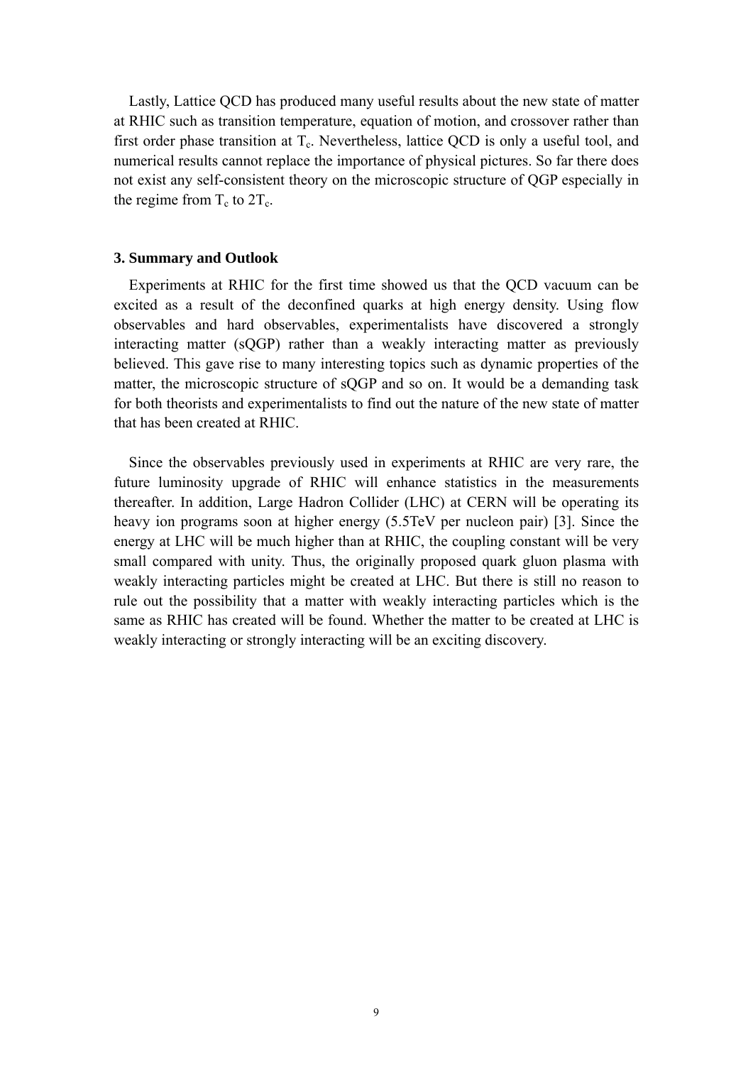Lastly, Lattice QCD has produced many useful results about the new state of matter at RHIC such as transition temperature, equation of motion, and crossover rather than first order phase transition at $T_c$. Nevertheless, lattice QCD is only a useful tool, and numerical results cannot replace the importance of physical pictures. So far there does not exist any self-consistent theory on the microscopic structure of QGP especially in the regime from $T_c$ to $2T_c$.

### 3. Summary and Outlook

Experiments at RHIC for the first time showed us that the QCD vacuum can be excited as a result of the deconfined quarks at high energy density. Using flow observables and hard observables, experimentalists have discovered a strongly interacting matter (sQGP) rather than a weakly interacting matter as previously believed. This gave rise to many interesting topics such as dynamic properties of the matter, the microscopic structure of sQGP and so on. It would be a demanding task for both theorists and experimentalists to find out the nature of the new state of matter that has been created at RHIC.

Since the observables previously used in experiments at RHIC are very rare, the future luminosity upgrade of RHIC will enhance statistics in the measurements thereafter. In addition, Large Hadron Collider (LHC) at CERN will be operating its heavy ion programs soon at higher energy (5.5TeV per nucleon pair) [3]. Since the energy at LHC will be much higher than at RHIC, the coupling constant will be very small compared with unity. Thus, the originally proposed quark gluon plasma with weakly interacting particles might be created at LHC. But there is still no reason to rule out the possibility that a matter with weakly interacting particles which is the same as RHIC has created will be found. Whether the matter to be created at LHC is weakly interacting or strongly interacting will be an exciting discovery.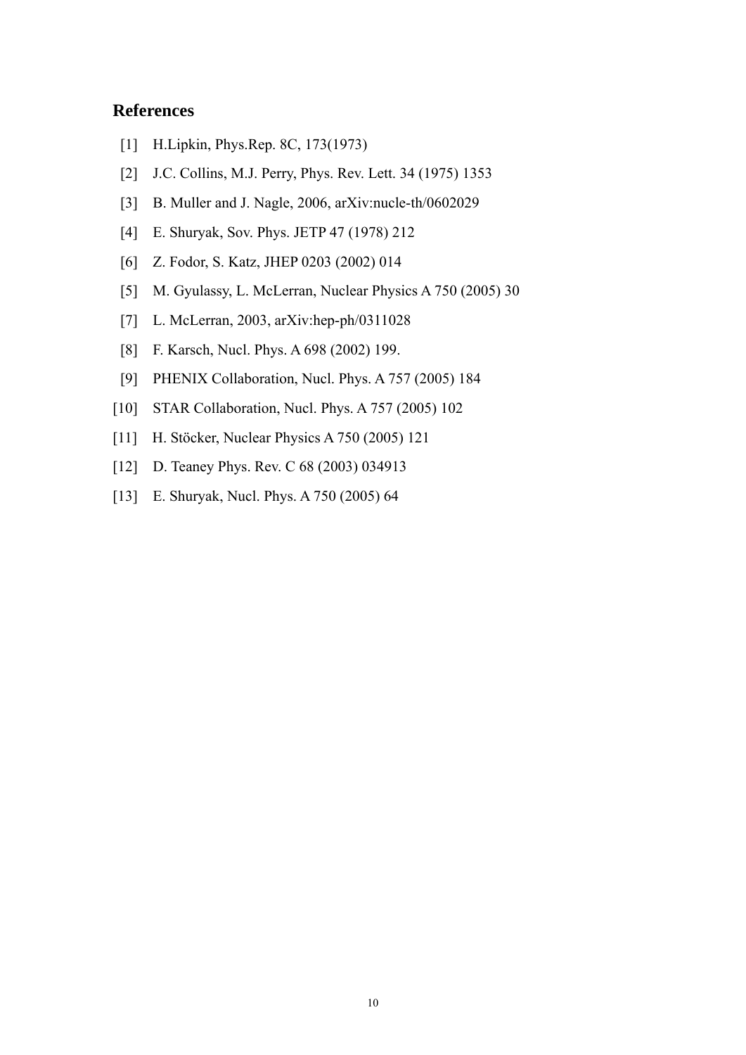## References

[1] H.Lipkin, Phys.Rep. 8C, 173(1973)

[2] J.C. Collins, M.J. Perry, Phys. Rev. Lett. 34 (1975) 1353

[3] B. Muller and J. Nagle, 2006, arXiv:nucle-th/0602029

[4] E. Shuryak, Sov. Phys. JETP 47 (1978) 212

[6] Z. Fodor, S. Katz, JHEP 0203 (2002) 014

[5] M. Gyulassy, L. McLerran, Nuclear Physics A 750 (2005) 30

[7] L. McLerran, 2003, arXiv:hep-ph/0311028

[8] F. Karsch, Nucl. Phys. A 698 (2002) 199.

[9] PHENIX Collaboration, Nucl. Phys. A 757 (2005) 184

[10] STAR Collaboration, Nucl. Phys. A 757 (2005) 102

[11] H. Stöcker, Nuclear Physics A 750 (2005) 121

[12] D. Teaney Phys. Rev. C 68 (2003) 034913

[13] E. Shuryak, Nucl. Phys. A 750 (2005) 64